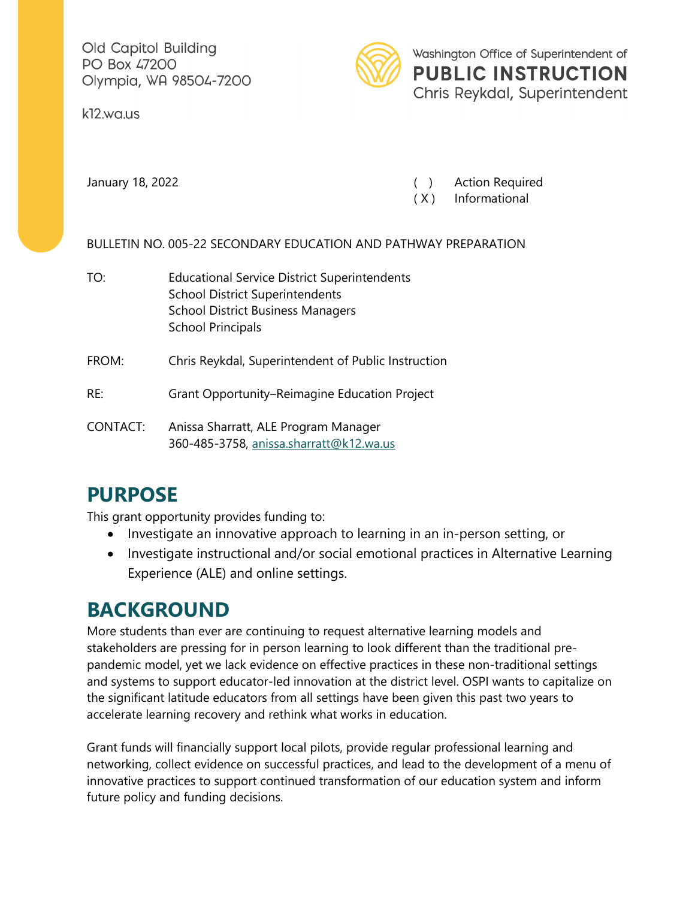Old Capitol Building
PO Box 47200
Olympia, WA 98504-7200

k12.wa.us

Washington Office of Superintendent of
**PUBLIC INSTRUCTION**
Chris Reykdal, Superintendent

January 18, 2022

( ) Action Required
( X ) Informational

BULLETIN NO. 005-22 SECONDARY EDUCATION AND PATHWAY PREPARATION

TO: Educational Service District Superintendents
School District Superintendents
School District Business Managers
School Principals

FROM: Chris Reykdal, Superintendent of Public Instruction

RE: Grant Opportunity–Reimagine Education Project

CONTACT: Anissa Sharratt, ALE Program Manager
360-485-3758, anissa.sharratt@k12.wa.us

# PURPOSE

This grant opportunity provides funding to:

- Investigate an innovative approach to learning in an in-person setting, or
- Investigate instructional and/or social emotional practices in Alternative Learning Experience (ALE) and online settings.

# BACKGROUND

More students than ever are continuing to request alternative learning models and stakeholders are pressing for in person learning to look different than the traditional pre-pandemic model, yet we lack evidence on effective practices in these non-traditional settings and systems to support educator-led innovation at the district level. OSPI wants to capitalize on the significant latitude educators from all settings have been given this past two years to accelerate learning recovery and rethink what works in education.

Grant funds will financially support local pilots, provide regular professional learning and networking, collect evidence on successful practices, and lead to the development of a menu of innovative practices to support continued transformation of our education system and inform future policy and funding decisions.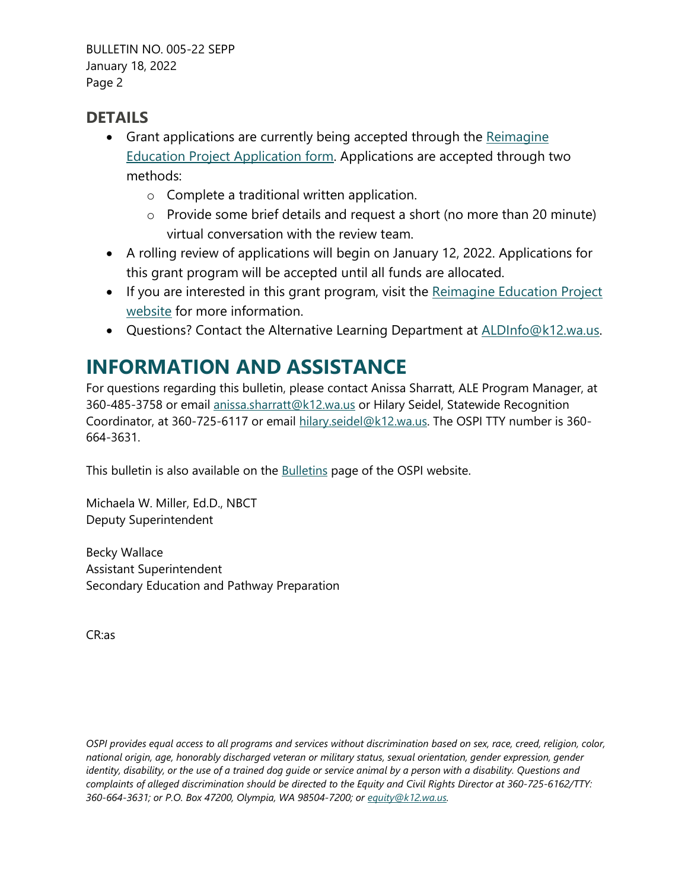## DETAILS

- Grant applications are currently being accepted through the Reimagine Education Project Application form. Applications are accepted through two methods:
  - Complete a traditional written application.
  - Provide some brief details and request a short (no more than 20 minute) virtual conversation with the review team.
- A rolling review of applications will begin on January 12, 2022. Applications for this grant program will be accepted until all funds are allocated.
- If you are interested in this grant program, visit the Reimagine Education Project website for more information.
- Questions? Contact the Alternative Learning Department at ALDInfo@k12.wa.us.

# INFORMATION AND ASSISTANCE

For questions regarding this bulletin, please contact Anissa Sharratt, ALE Program Manager, at 360-485-3758 or email anissa.sharratt@k12.wa.us or Hilary Seidel, Statewide Recognition Coordinator, at 360-725-6117 or email hilary.seidel@k12.wa.us. The OSPI TTY number is 360-664-3631.

This bulletin is also available on the Bulletins page of the OSPI website.

Michaela W. Miller, Ed.D., NBCT
Deputy Superintendent

Becky Wallace
Assistant Superintendent
Secondary Education and Pathway Preparation

CR:as

*OSPI provides equal access to all programs and services without discrimination based on sex, race, creed, religion, color, national origin, age, honorably discharged veteran or military status, sexual orientation, gender expression, gender identity, disability, or the use of a trained dog guide or service animal by a person with a disability. Questions and complaints of alleged discrimination should be directed to the Equity and Civil Rights Director at 360-725-6162/TTY: 360-664-3631; or P.O. Box 47200, Olympia, WA 98504-7200; or equity@k12.wa.us.*